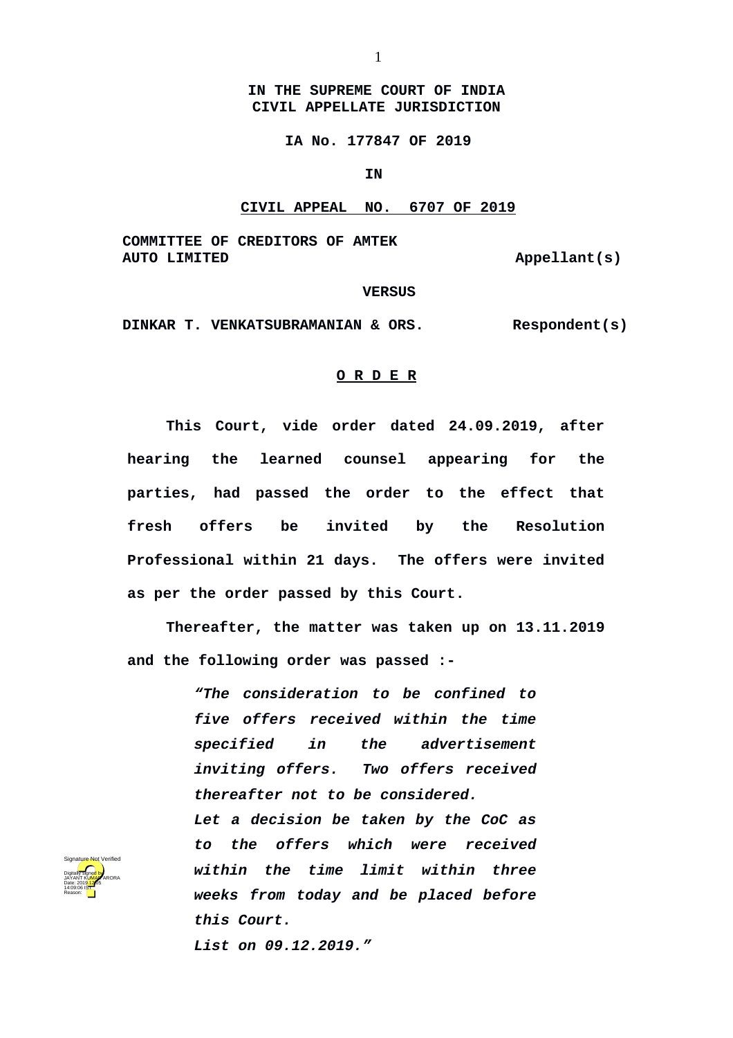**IN THE SUPREME COURT OF INDIA**
**CIVIL APPELLATE JURISDICTION**

**IA No. 177847 OF 2019**

**IN**

**CIVIL APPEAL NO. 6707 OF 2019**

**COMMITTEE OF CREDITORS OF AMTEK AUTO LIMITED** — **Appellant(s)**

**VERSUS**

**DINKAR T. VENKATSUBRAMANIAN & ORS.** — **Respondent(s)**

**O R D E R**

This Court, vide order dated 24.09.2019, after hearing the learned counsel appearing for the parties, had passed the order to the effect that fresh offers be invited by the Resolution Professional within 21 days. The offers were invited as per the order passed by this Court.

Thereafter, the matter was taken up on 13.11.2019 and the following order was passed :-

> ***"The consideration to be confined to five offers received within the time specified in the advertisement inviting offers. Two offers received thereafter not to be considered.***
>
> ***Let a decision be taken by the CoC as to the offers which were received within the time limit within three weeks from today and be placed before this Court.***
>
> ***List on 09.12.2019."***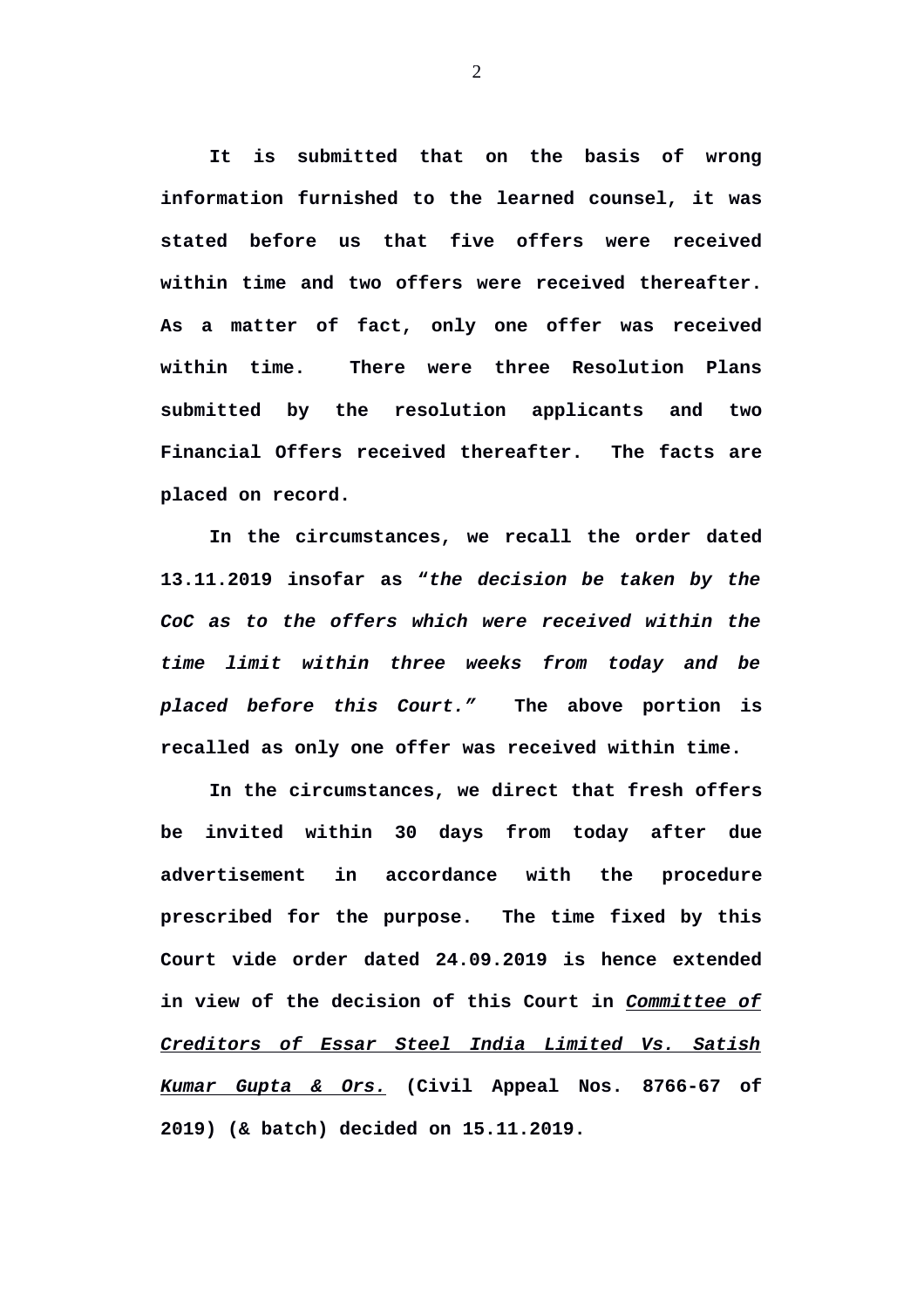**It is submitted that on the basis of wrong information furnished to the learned counsel, it was stated before us that five offers were received within time and two offers were received thereafter. As a matter of fact, only one offer was received within time. There were three Resolution Plans submitted by the resolution applicants and two Financial Offers received thereafter. The facts are placed on record.**

**In the circumstances, we recall the order dated 13.11.2019 insofar as "*the decision be taken by the CoC as to the offers which were received within the time limit within three weeks from today and be placed before this Court.*" The above portion is recalled as only one offer was received within time.**

**In the circumstances, we direct that fresh offers be invited within 30 days from today after due advertisement in accordance with the procedure prescribed for the purpose. The time fixed by this Court vide order dated 24.09.2019 is hence extended in view of the decision of this Court in *Committee of Creditors of Essar Steel India Limited Vs. Satish Kumar Gupta & Ors.* (Civil Appeal Nos. 8766-67 of 2019) (& batch) decided on 15.11.2019.**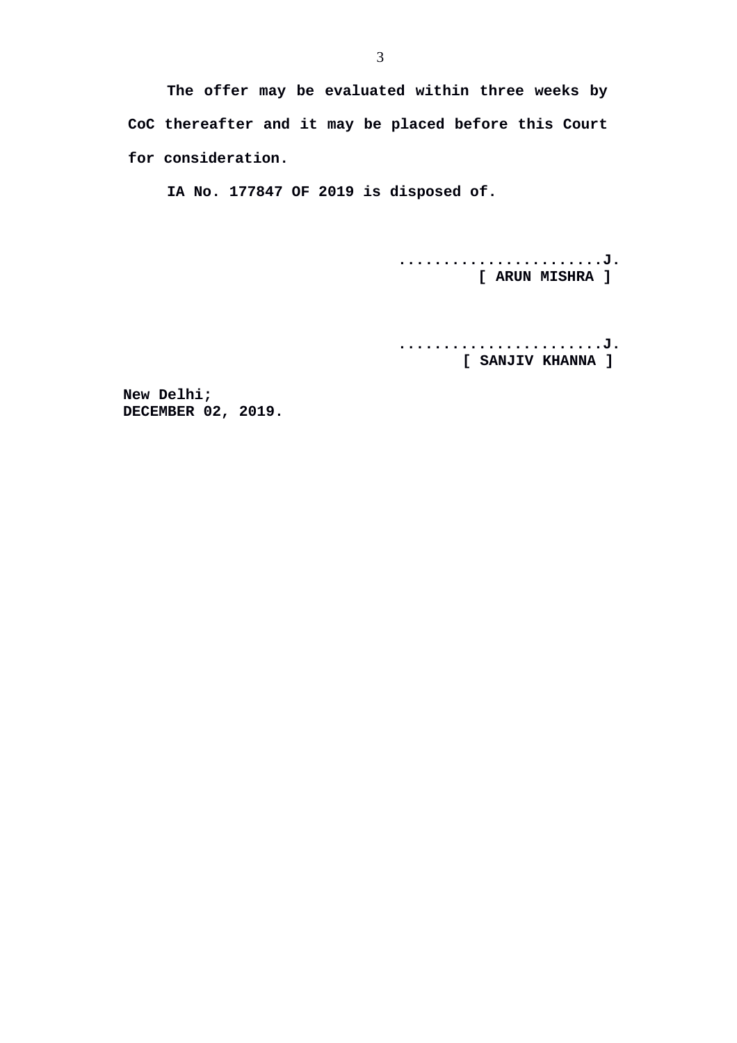**The offer may be evaluated within three weeks by CoC thereafter and it may be placed before this Court for consideration.**

**IA No. 177847 OF 2019 is disposed of.**

**......................J.**
**[ ARUN MISHRA ]**

**......................J.**
**[ SANJIV KHANNA ]**

**New Delhi;**
**DECEMBER 02, 2019.**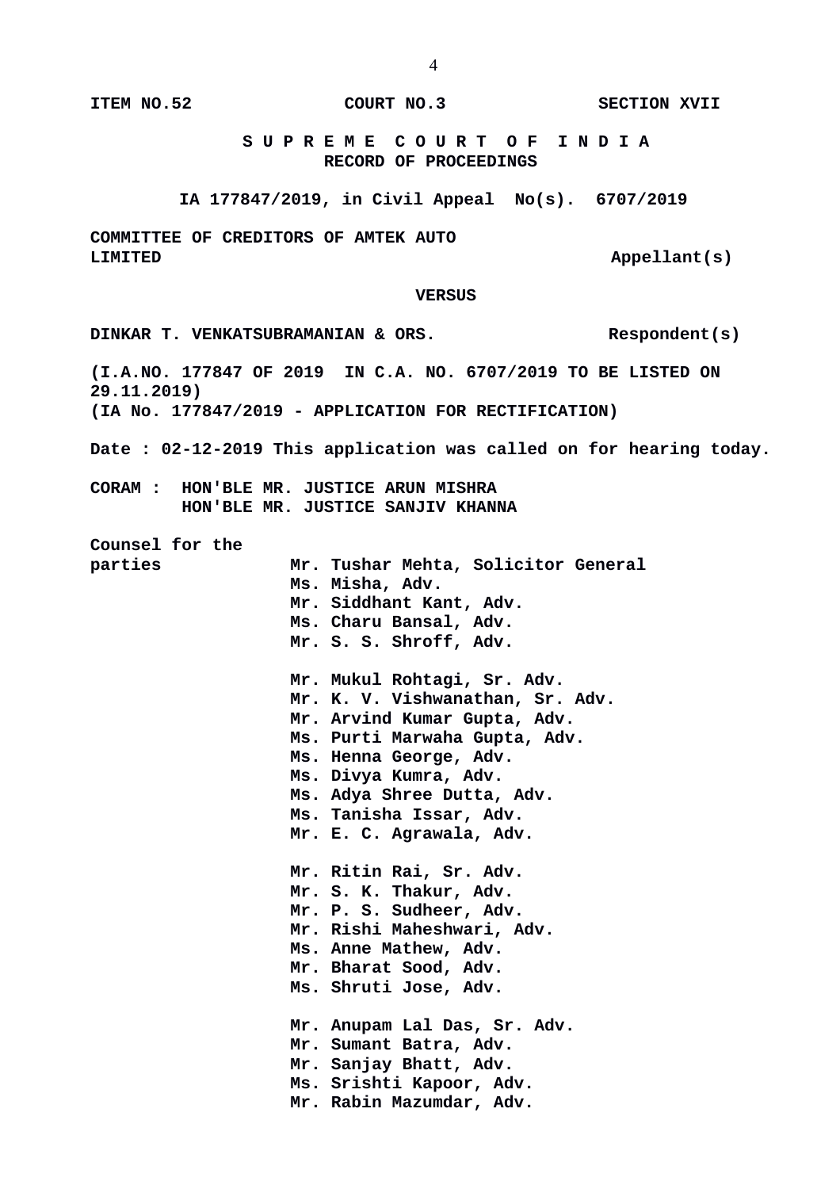**ITEM NO.52 COURT NO.3 SECTION XVII**

**S U P R E M E C O U R T O F I N D I A**
**RECORD OF PROCEEDINGS**

**IA 177847/2019, in Civil Appeal No(s). 6707/2019**

**COMMITTEE OF CREDITORS OF AMTEK AUTO LIMITED Appellant(s)**

**VERSUS**

**DINKAR T. VENKATSUBRAMANIAN & ORS. Respondent(s)**

**(I.A.NO. 177847 OF 2019 IN C.A. NO. 6707/2019 TO BE LISTED ON 29.11.2019)**
**(IA No. 177847/2019 - APPLICATION FOR RECTIFICATION)**

**Date : 02-12-2019 This application was called on for hearing today.**

**CORAM : HON'BLE MR. JUSTICE ARUN MISHRA**
**HON'BLE MR. JUSTICE SANJIV KHANNA**

**Counsel for the parties**

**Mr. Tushar Mehta, Solicitor General**
**Ms. Misha, Adv.**
**Mr. Siddhant Kant, Adv.**
**Ms. Charu Bansal, Adv.**
**Mr. S. S. Shroff, Adv.**

**Mr. Mukul Rohtagi, Sr. Adv.**
**Mr. K. V. Vishwanathan, Sr. Adv.**
**Mr. Arvind Kumar Gupta, Adv.**
**Ms. Purti Marwaha Gupta, Adv.**
**Ms. Henna George, Adv.**
**Ms. Divya Kumra, Adv.**
**Ms. Adya Shree Dutta, Adv.**
**Ms. Tanisha Issar, Adv.**
**Mr. E. C. Agrawala, Adv.**

**Mr. Ritin Rai, Sr. Adv.**
**Mr. S. K. Thakur, Adv.**
**Mr. P. S. Sudheer, Adv.**
**Mr. Rishi Maheshwari, Adv.**
**Ms. Anne Mathew, Adv.**
**Mr. Bharat Sood, Adv.**
**Ms. Shruti Jose, Adv.**

**Mr. Anupam Lal Das, Sr. Adv.**
**Mr. Sumant Batra, Adv.**
**Mr. Sanjay Bhatt, Adv.**
**Ms. Srishti Kapoor, Adv.**
**Mr. Rabin Mazumdar, Adv.**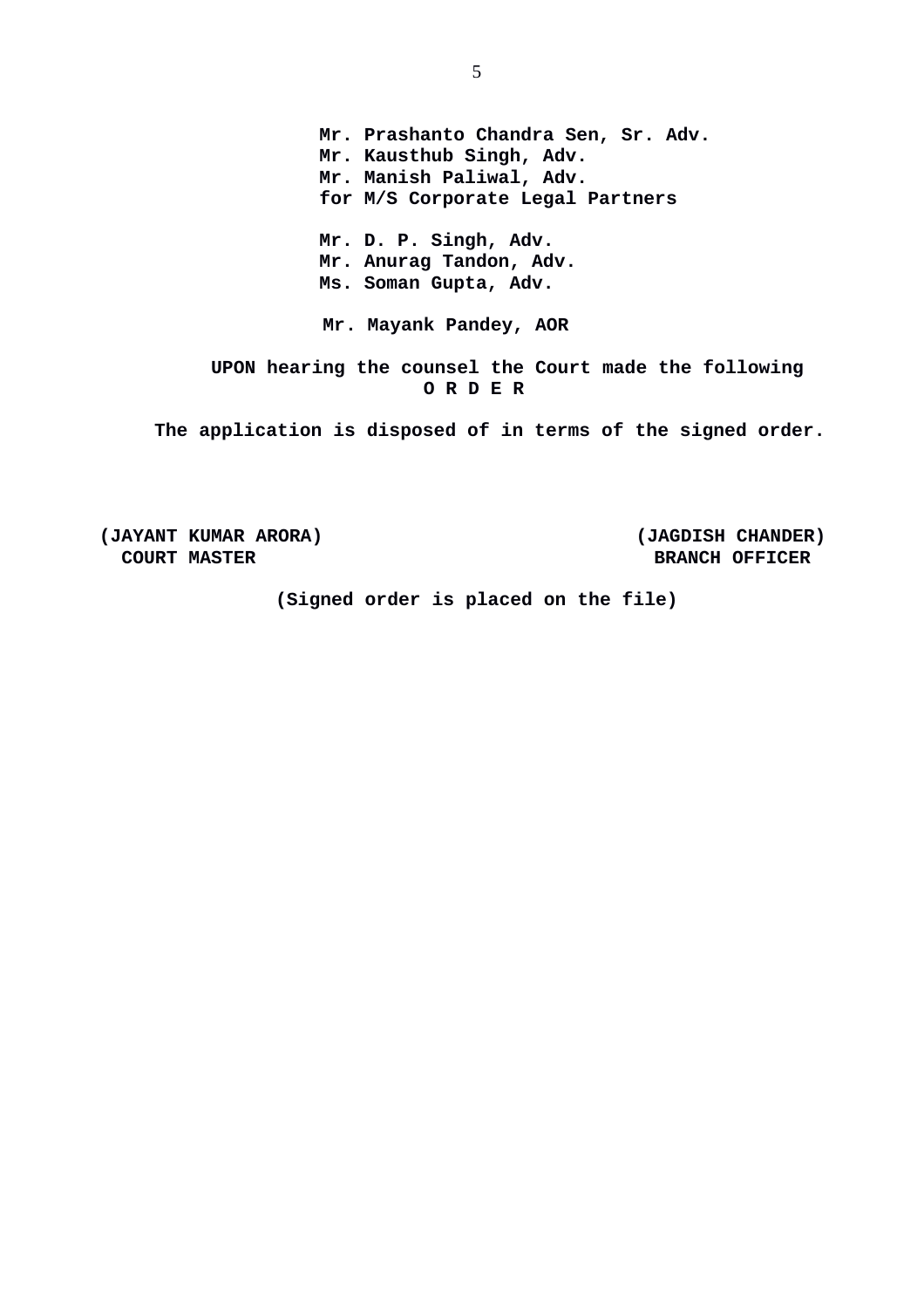**Mr. Prashanto Chandra Sen, Sr. Adv.**
**Mr. Kausthub Singh, Adv.**
**Mr. Manish Paliwal, Adv.**
**for M/S Corporate Legal Partners**

**Mr. D. P. Singh, Adv.**
**Mr. Anurag Tandon, Adv.**
**Ms. Soman Gupta, Adv.**

**Mr. Mayank Pandey, AOR**

**UPON hearing the counsel the Court made the following**

**O R D E R**

**The application is disposed of in terms of the signed order.**

**(JAYANT KUMAR ARORA)**
**COURT MASTER**

**(JAGDISH CHANDER)**
**BRANCH OFFICER**

**(Signed order is placed on the file)**